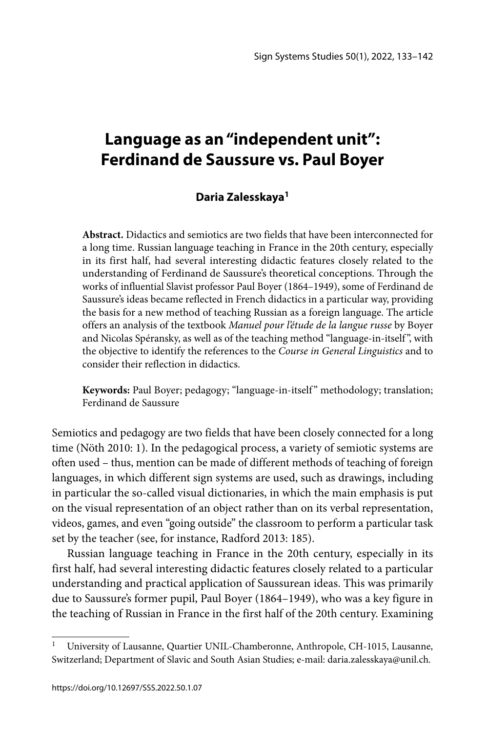# Language as an "independent unit": Ferdinand de Saussure vs. Paul Boyer

**Daria Zalesskaya**[1]

**Abstract.** Didactics and semiotics are two fields that have been interconnected for a long time. Russian language teaching in France in the 20th century, especially in its first half, had several interesting didactic features closely related to the understanding of Ferdinand de Saussure's theoretical conceptions. Through the works of influential Slavist professor Paul Boyer (1864–1949), some of Ferdinand de Saussure's ideas became reflected in French didactics in a particular way, providing the basis for a new method of teaching Russian as a foreign language. The article offers an analysis of the textbook *Manuel pour l'étude de la langue russe* by Boyer and Nicolas Spéransky, as well as of the teaching method "language-in-itself", with the objective to identify the references to the *Course in General Linguistics* and to consider their reflection in didactics.

**Keywords:** Paul Boyer; pedagogy; "language-in-itself" methodology; translation; Ferdinand de Saussure

Semiotics and pedagogy are two fields that have been closely connected for a long time (Nöth 2010: 1). In the pedagogical process, a variety of semiotic systems are often used – thus, mention can be made of different methods of teaching of foreign languages, in which different sign systems are used, such as drawings, including in particular the so-called visual dictionaries, in which the main emphasis is put on the visual representation of an object rather than on its verbal representation, videos, games, and even "going outside" the classroom to perform a particular task set by the teacher (see, for instance, Radford 2013: 185).

Russian language teaching in France in the 20th century, especially in its first half, had several interesting didactic features closely related to a particular understanding and practical application of Saussurean ideas. This was primarily due to Saussure's former pupil, Paul Boyer (1864–1949), who was a key figure in the teaching of Russian in France in the first half of the 20th century. Examining

---

[1] University of Lausanne, Quartier UNIL-Chamberonne, Anthropole, CH-1015, Lausanne, Switzerland; Department of Slavic and South Asian Studies; e-mail: daria.zalesskaya@unil.ch.

https://doi.org/10.12697/SSS.2022.50.1.07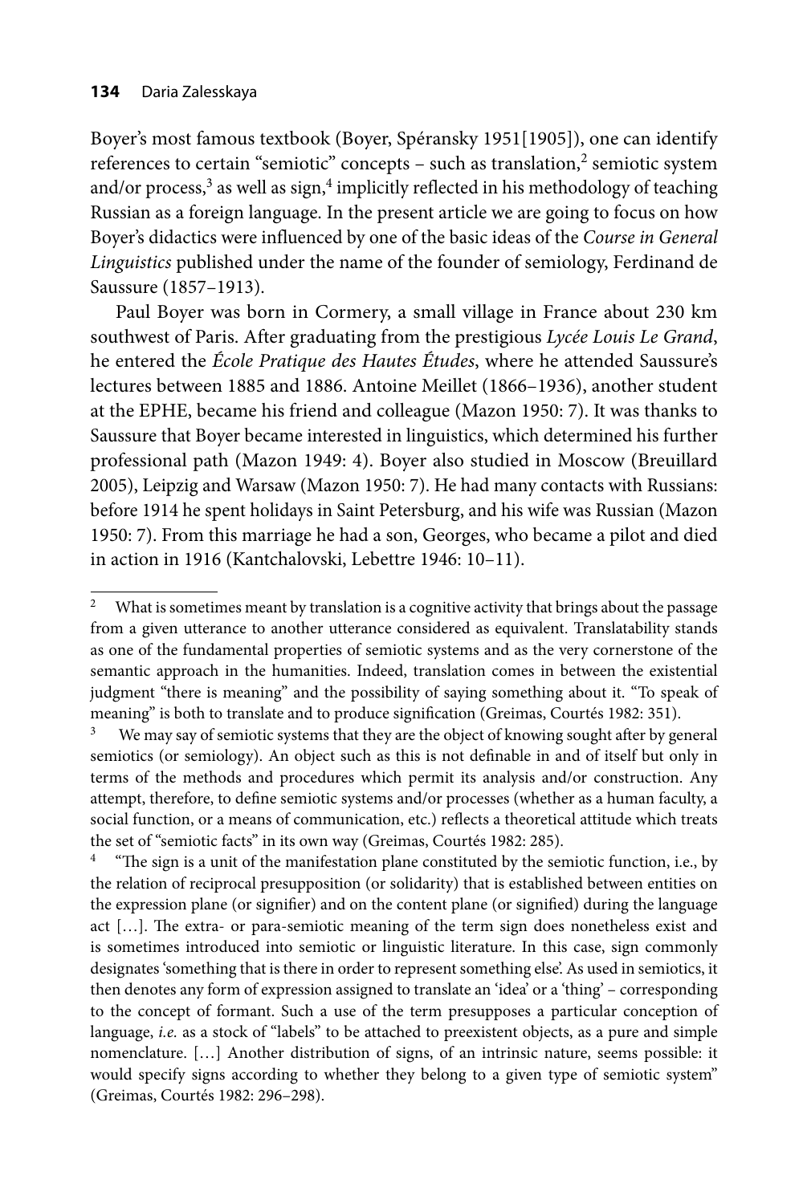Boyer's most famous textbook (Boyer, Spéransky 1951[1905]), one can identify references to certain "semiotic" concepts – such as translation,[2] semiotic system and/or process,[3] as well as sign,[4] implicitly reflected in his methodology of teaching Russian as a foreign language. In the present article we are going to focus on how Boyer's didactics were influenced by one of the basic ideas of the *Course in General Linguistics* published under the name of the founder of semiology, Ferdinand de Saussure (1857–1913).

Paul Boyer was born in Cormery, a small village in France about 230 km southwest of Paris. After graduating from the prestigious *Lycée Louis Le Grand*, he entered the *École Pratique des Hautes Études*, where he attended Saussure's lectures between 1885 and 1886. Antoine Meillet (1866–1936), another student at the EPHE, became his friend and colleague (Mazon 1950: 7). It was thanks to Saussure that Boyer became interested in linguistics, which determined his further professional path (Mazon 1949: 4). Boyer also studied in Moscow (Breuillard 2005), Leipzig and Warsaw (Mazon 1950: 7). He had many contacts with Russians: before 1914 he spent holidays in Saint Petersburg, and his wife was Russian (Mazon 1950: 7). From this marriage he had a son, Georges, who became a pilot and died in action in 1916 (Kantchalovski, Lebettre 1946: 10–11).

---

[2] What is sometimes meant by translation is a cognitive activity that brings about the passage from a given utterance to another utterance considered as equivalent. Translatability stands as one of the fundamental properties of semiotic systems and as the very cornerstone of the semantic approach in the humanities. Indeed, translation comes in between the existential judgment "there is meaning" and the possibility of saying something about it. "To speak of meaning" is both to translate and to produce signification (Greimas, Courtés 1982: 351).

[3] We may say of semiotic systems that they are the object of knowing sought after by general semiotics (or semiology). An object such as this is not definable in and of itself but only in terms of the methods and procedures which permit its analysis and/or construction. Any attempt, therefore, to define semiotic systems and/or processes (whether as a human faculty, a social function, or a means of communication, etc.) reflects a theoretical attitude which treats the set of "semiotic facts" in its own way (Greimas, Courtés 1982: 285).

[4] "The sign is a unit of the manifestation plane constituted by the semiotic function, i.e., by the relation of reciprocal presupposition (or solidarity) that is established between entities on the expression plane (or signifier) and on the content plane (or signified) during the language act […]. The extra- or para-semiotic meaning of the term sign does nonetheless exist and is sometimes introduced into semiotic or linguistic literature. In this case, sign commonly designates 'something that is there in order to represent something else'. As used in semiotics, it then denotes any form of expression assigned to translate an 'idea' or a 'thing' – corresponding to the concept of formant. Such a use of the term presupposes a particular conception of language, *i.e.* as a stock of "labels" to be attached to preexistent objects, as a pure and simple nomenclature. […] Another distribution of signs, of an intrinsic nature, seems possible: it would specify signs according to whether they belong to a given type of semiotic system" (Greimas, Courtés 1982: 296–298).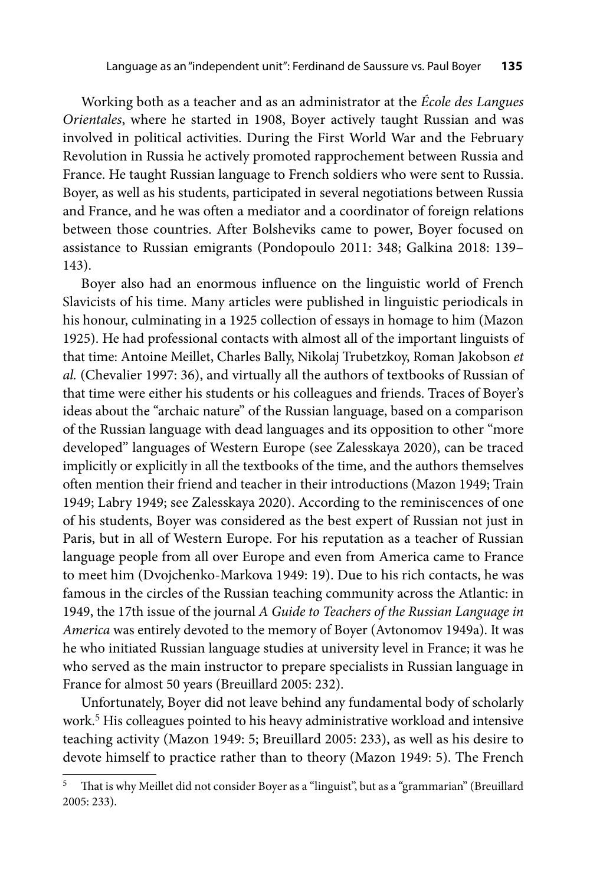Working both as a teacher and as an administrator at the *École des Langues Orientales*, where he started in 1908, Boyer actively taught Russian and was involved in political activities. During the First World War and the February Revolution in Russia he actively promoted rapprochement between Russia and France. He taught Russian language to French soldiers who were sent to Russia. Boyer, as well as his students, participated in several negotiations between Russia and France, and he was often a mediator and a coordinator of foreign relations between those countries. After Bolsheviks came to power, Boyer focused on assistance to Russian emigrants (Pondopoulo 2011: 348; Galkina 2018: 139–143).

Boyer also had an enormous influence on the linguistic world of French Slavicists of his time. Many articles were published in linguistic periodicals in his honour, culminating in a 1925 collection of essays in homage to him (Mazon 1925). He had professional contacts with almost all of the important linguists of that time: Antoine Meillet, Charles Bally, Nikolaj Trubetzkoy, Roman Jakobson *et al.* (Chevalier 1997: 36), and virtually all the authors of textbooks of Russian of that time were either his students or his colleagues and friends. Traces of Boyer's ideas about the "archaic nature" of the Russian language, based on a comparison of the Russian language with dead languages and its opposition to other "more developed" languages of Western Europe (see Zalesskaya 2020), can be traced implicitly or explicitly in all the textbooks of the time, and the authors themselves often mention their friend and teacher in their introductions (Mazon 1949; Train 1949; Labry 1949; see Zalesskaya 2020). According to the reminiscences of one of his students, Boyer was considered as the best expert of Russian not just in Paris, but in all of Western Europe. For his reputation as a teacher of Russian language people from all over Europe and even from America came to France to meet him (Dvojchenko-Markova 1949: 19). Due to his rich contacts, he was famous in the circles of the Russian teaching community across the Atlantic: in 1949, the 17th issue of the journal *A Guide to Teachers of the Russian Language in America* was entirely devoted to the memory of Boyer (Avtonomov 1949a). It was he who initiated Russian language studies at university level in France; it was he who served as the main instructor to prepare specialists in Russian language in France for almost 50 years (Breuillard 2005: 232).

Unfortunately, Boyer did not leave behind any fundamental body of scholarly work.[5] His colleagues pointed to his heavy administrative workload and intensive teaching activity (Mazon 1949: 5; Breuillard 2005: 233), as well as his desire to devote himself to practice rather than to theory (Mazon 1949: 5). The French

[5] That is why Meillet did not consider Boyer as a "linguist", but as a "grammarian" (Breuillard 2005: 233).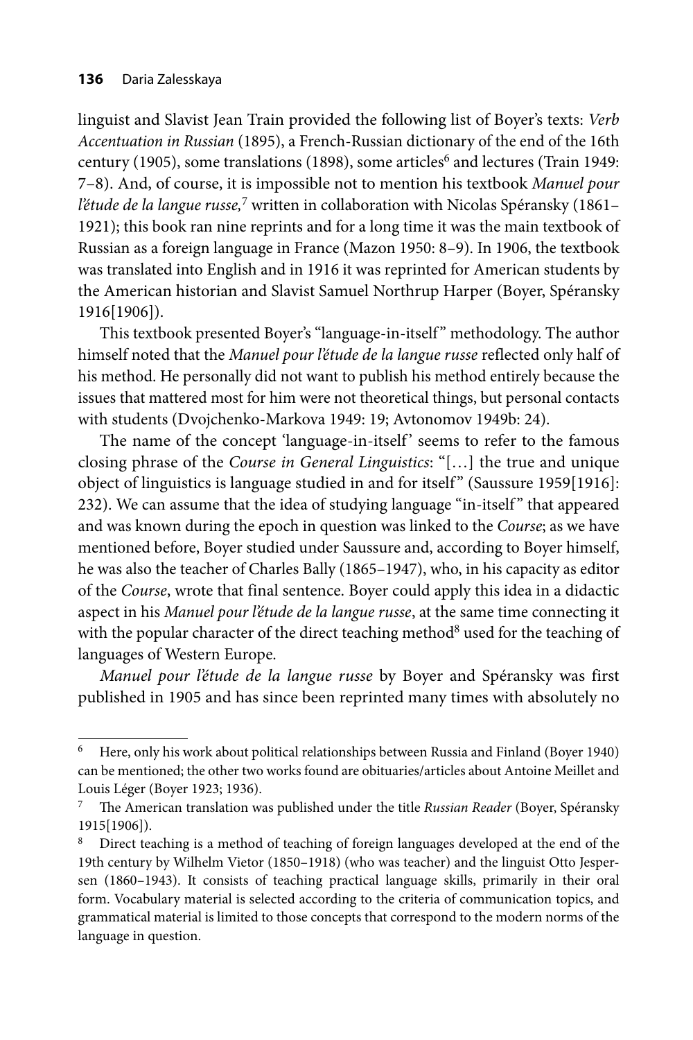linguist and Slavist Jean Train provided the following list of Boyer's texts: *Verb Accentuation in Russian* (1895), a French-Russian dictionary of the end of the 16th century (1905), some translations (1898), some articles[6] and lectures (Train 1949: 7–8). And, of course, it is impossible not to mention his textbook *Manuel pour l'étude de la langue russe,*[7] written in collaboration with Nicolas Spéransky (1861–1921); this book ran nine reprints and for a long time it was the main textbook of Russian as a foreign language in France (Mazon 1950: 8–9). In 1906, the textbook was translated into English and in 1916 it was reprinted for American students by the American historian and Slavist Samuel Northrup Harper (Boyer, Spéransky 1916[1906]).

This textbook presented Boyer's "language-in-itself" methodology. The author himself noted that the *Manuel pour l'étude de la langue russe* reflected only half of his method. He personally did not want to publish his method entirely because the issues that mattered most for him were not theoretical things, but personal contacts with students (Dvojchenko-Markova 1949: 19; Avtonomov 1949b: 24).

The name of the concept 'language-in-itself' seems to refer to the famous closing phrase of the *Course in General Linguistics*: "[…] the true and unique object of linguistics is language studied in and for itself" (Saussure 1959[1916]: 232). We can assume that the idea of studying language "in-itself" that appeared and was known during the epoch in question was linked to the *Course*; as we have mentioned before, Boyer studied under Saussure and, according to Boyer himself, he was also the teacher of Charles Bally (1865–1947), who, in his capacity as editor of the *Course*, wrote that final sentence. Boyer could apply this idea in a didactic aspect in his *Manuel pour l'étude de la langue russe*, at the same time connecting it with the popular character of the direct teaching method[8] used for the teaching of languages of Western Europe.

*Manuel pour l'étude de la langue russe* by Boyer and Spéransky was first published in 1905 and has since been reprinted many times with absolutely no

---

[6] Here, only his work about political relationships between Russia and Finland (Boyer 1940) can be mentioned; the other two works found are obituaries/articles about Antoine Meillet and Louis Léger (Boyer 1923; 1936).

[7] The American translation was published under the title *Russian Reader* (Boyer, Spéransky 1915[1906]).

[8] Direct teaching is a method of teaching of foreign languages developed at the end of the 19th century by Wilhelm Vietor (1850–1918) (who was teacher) and the linguist Otto Jespersen (1860–1943). It consists of teaching practical language skills, primarily in their oral form. Vocabulary material is selected according to the criteria of communication topics, and grammatical material is limited to those concepts that correspond to the modern norms of the language in question.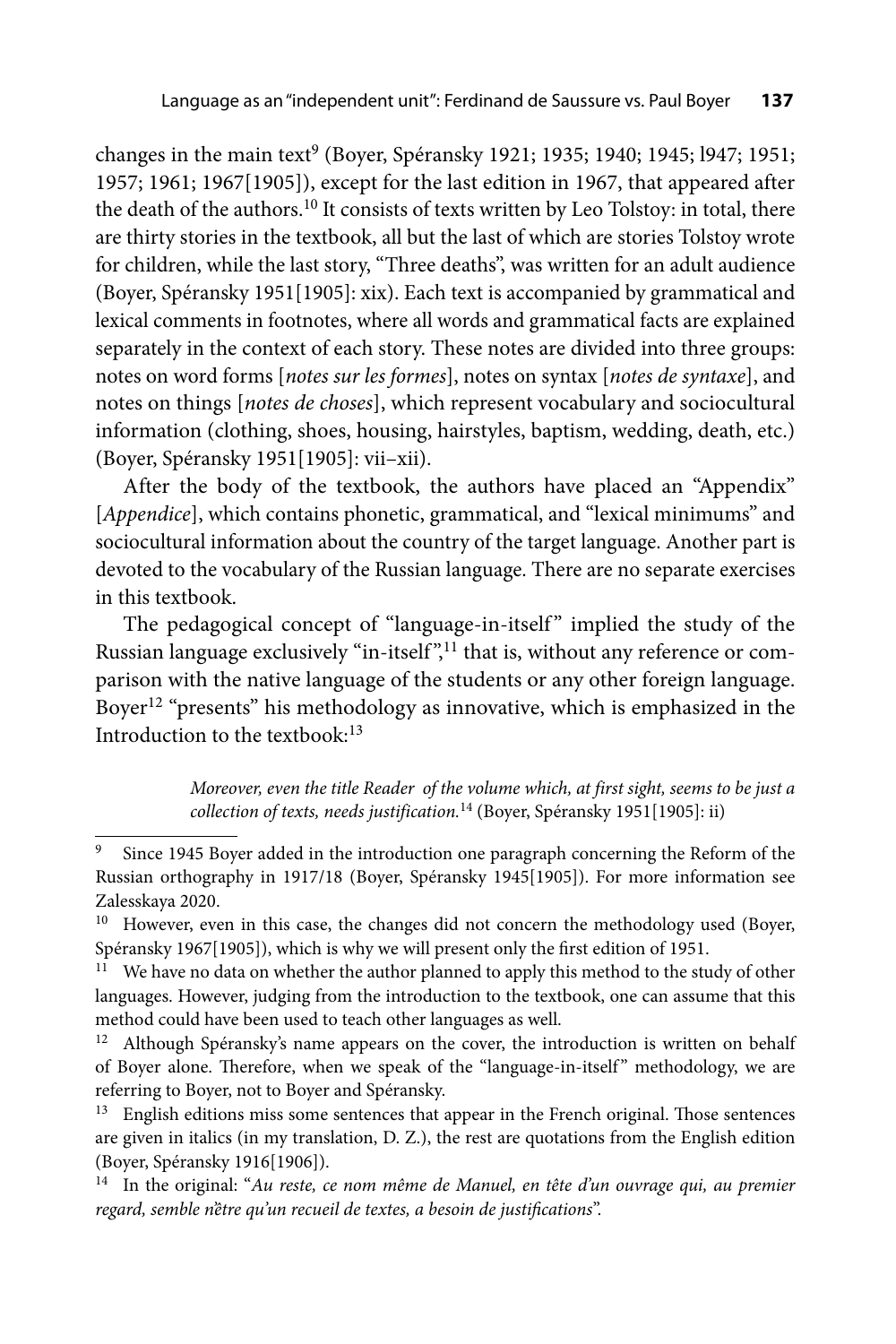changes in the main text[9] (Boyer, Spéransky 1921; 1935; 1940; 1945; l947; 1951; 1957; 1961; 1967[1905]), except for the last edition in 1967, that appeared after the death of the authors.[10] It consists of texts written by Leo Tolstoy: in total, there are thirty stories in the textbook, all but the last of which are stories Tolstoy wrote for children, while the last story, "Three deaths", was written for an adult audience (Boyer, Spéransky 1951[1905]: xix). Each text is accompanied by grammatical and lexical comments in footnotes, where all words and grammatical facts are explained separately in the context of each story. These notes are divided into three groups: notes on word forms [*notes sur les formes*], notes on syntax [*notes de syntaxe*], and notes on things [*notes de choses*], which represent vocabulary and sociocultural information (clothing, shoes, housing, hairstyles, baptism, wedding, death, etc.) (Boyer, Spéransky 1951[1905]: vii–xii).

After the body of the textbook, the authors have placed an "Appendix" [*Appendice*], which contains phonetic, grammatical, and "lexical minimums" and sociocultural information about the country of the target language. Another part is devoted to the vocabulary of the Russian language. There are no separate exercises in this textbook.

The pedagogical concept of "language-in-itself" implied the study of the Russian language exclusively "in-itself",[11] that is, without any reference or comparison with the native language of the students or any other foreign language. Boyer[12] "presents" his methodology as innovative, which is emphasized in the Introduction to the textbook:[13]

> *Moreover, even the title Reader of the volume which, at first sight, seems to be just a collection of texts, needs justification.*[14] (Boyer, Spéransky 1951[1905]: ii)

---

[9] Since 1945 Boyer added in the introduction one paragraph concerning the Reform of the Russian orthography in 1917/18 (Boyer, Spéransky 1945[1905]). For more information see Zalesskaya 2020.

[10] However, even in this case, the changes did not concern the methodology used (Boyer, Spéransky 1967[1905]), which is why we will present only the first edition of 1951.

[11] We have no data on whether the author planned to apply this method to the study of other languages. However, judging from the introduction to the textbook, one can assume that this method could have been used to teach other languages as well.

[12] Although Spéransky's name appears on the cover, the introduction is written on behalf of Boyer alone. Therefore, when we speak of the "language-in-itself" methodology, we are referring to Boyer, not to Boyer and Spéransky.

[13] English editions miss some sentences that appear in the French original. Those sentences are given in italics (in my translation, D. Z.), the rest are quotations from the English edition (Boyer, Spéransky 1916[1906]).

[14] In the original: "*Au reste, ce nom même de Manuel, en tête d'un ouvrage qui, au premier regard, semble n'être qu'un recueil de textes, a besoin de justifications*".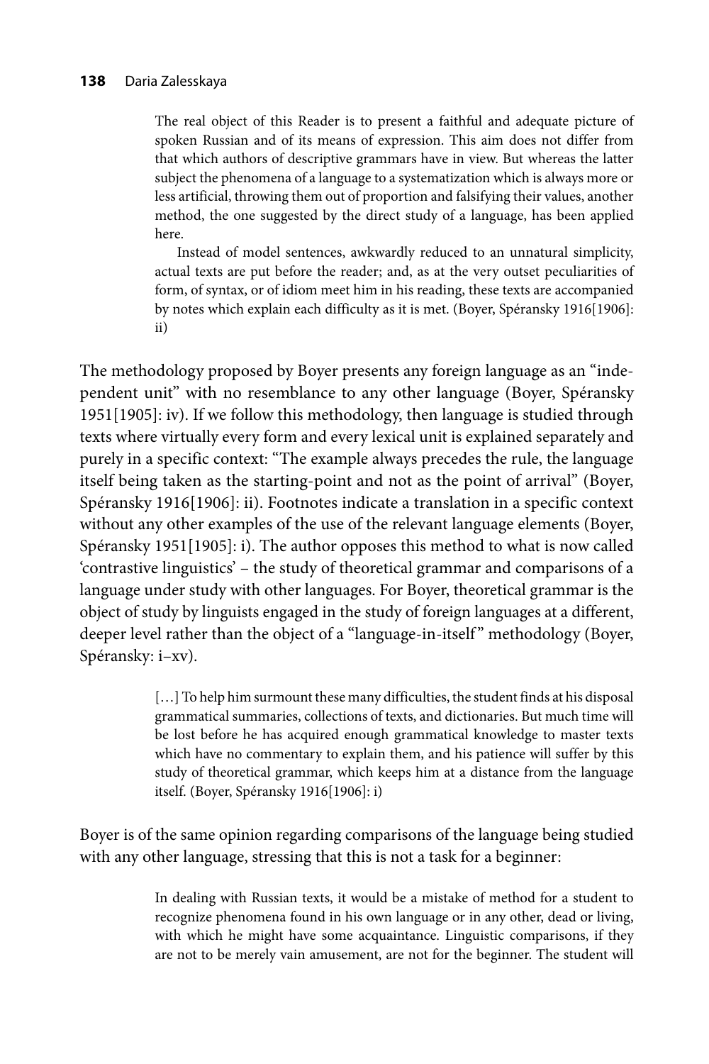> The real object of this Reader is to present a faithful and adequate picture of spoken Russian and of its means of expression. This aim does not differ from that which authors of descriptive grammars have in view. But whereas the latter subject the phenomena of a language to a systematization which is always more or less artificial, throwing them out of proportion and falsifying their values, another method, the one suggested by the direct study of a language, has been applied here.
>
> Instead of model sentences, awkwardly reduced to an unnatural simplicity, actual texts are put before the reader; and, as at the very outset peculiarities of form, of syntax, or of idiom meet him in his reading, these texts are accompanied by notes which explain each difficulty as it is met. (Boyer, Spéransky 1916[1906]: ii)

The methodology proposed by Boyer presents any foreign language as an "independent unit" with no resemblance to any other language (Boyer, Spéransky 1951[1905]: iv). If we follow this methodology, then language is studied through texts where virtually every form and every lexical unit is explained separately and purely in a specific context: "The example always precedes the rule, the language itself being taken as the starting-point and not as the point of arrival" (Boyer, Spéransky 1916[1906]: ii). Footnotes indicate a translation in a specific context without any other examples of the use of the relevant language elements (Boyer, Spéransky 1951[1905]: i). The author opposes this method to what is now called 'contrastive linguistics' – the study of theoretical grammar and comparisons of a language under study with other languages. For Boyer, theoretical grammar is the object of study by linguists engaged in the study of foreign languages at a different, deeper level rather than the object of a "language-in-itself" methodology (Boyer, Spéransky: i–xv).

> […] To help him surmount these many difficulties, the student finds at his disposal grammatical summaries, collections of texts, and dictionaries. But much time will be lost before he has acquired enough grammatical knowledge to master texts which have no commentary to explain them, and his patience will suffer by this study of theoretical grammar, which keeps him at a distance from the language itself. (Boyer, Spéransky 1916[1906]: i)

Boyer is of the same opinion regarding comparisons of the language being studied with any other language, stressing that this is not a task for a beginner:

> In dealing with Russian texts, it would be a mistake of method for a student to recognize phenomena found in his own language or in any other, dead or living, with which he might have some acquaintance. Linguistic comparisons, if they are not to be merely vain amusement, are not for the beginner. The student will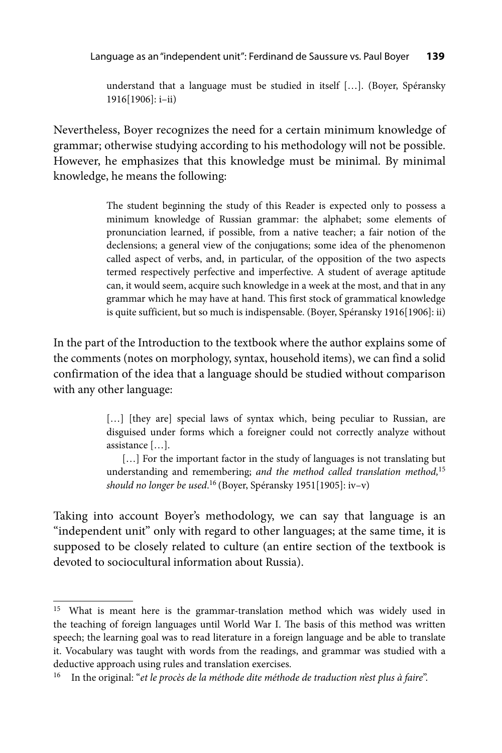> understand that a language must be studied in itself […]. (Boyer, Spéransky 1916[1906]: i–ii)

Nevertheless, Boyer recognizes the need for a certain minimum knowledge of grammar; otherwise studying according to his methodology will not be possible. However, he emphasizes that this knowledge must be minimal. By minimal knowledge, he means the following:

> The student beginning the study of this Reader is expected only to possess a minimum knowledge of Russian grammar: the alphabet; some elements of pronunciation learned, if possible, from a native teacher; a fair notion of the declensions; a general view of the conjugations; some idea of the phenomenon called aspect of verbs, and, in particular, of the opposition of the two aspects termed respectively perfective and imperfective. A student of average aptitude can, it would seem, acquire such knowledge in a week at the most, and that in any grammar which he may have at hand. This first stock of grammatical knowledge is quite sufficient, but so much is indispensable. (Boyer, Spéransky 1916[1906]: ii)

In the part of the Introduction to the textbook where the author explains some of the comments (notes on morphology, syntax, household items), we can find a solid confirmation of the idea that a language should be studied without comparison with any other language:

> […] [they are] special laws of syntax which, being peculiar to Russian, are disguised under forms which a foreigner could not correctly analyze without assistance […].
>
> […] For the important factor in the study of languages is not translating but understanding and remembering; *and the method called translation method,*[15] *should no longer be used*.[16] (Boyer, Spéransky 1951[1905]: iv–v)

Taking into account Boyer's methodology, we can say that language is an "independent unit" only with regard to other languages; at the same time, it is supposed to be closely related to culture (an entire section of the textbook is devoted to sociocultural information about Russia).

---

[15] What is meant here is the grammar-translation method which was widely used in the teaching of foreign languages until World War I. The basis of this method was written speech; the learning goal was to read literature in a foreign language and be able to translate it. Vocabulary was taught with words from the readings, and grammar was studied with a deductive approach using rules and translation exercises.

[16] In the original: "*et le procès de la méthode dite méthode de traduction n'est plus à faire*".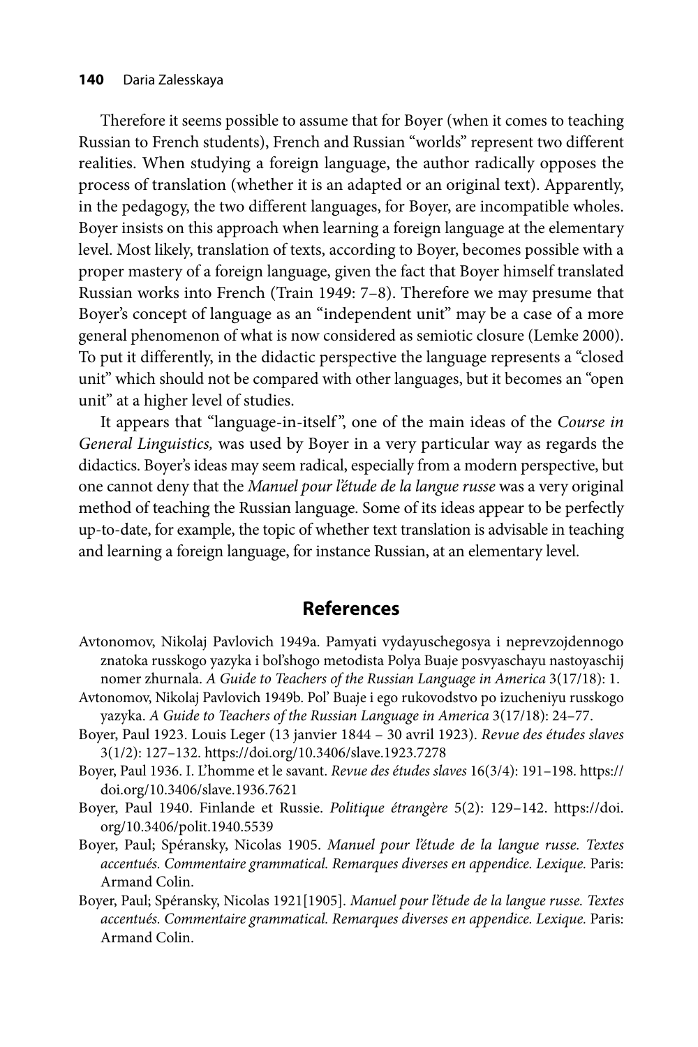Therefore it seems possible to assume that for Boyer (when it comes to teaching Russian to French students), French and Russian "worlds" represent two different realities. When studying a foreign language, the author radically opposes the process of translation (whether it is an adapted or an original text). Apparently, in the pedagogy, the two different languages, for Boyer, are incompatible wholes. Boyer insists on this approach when learning a foreign language at the elementary level. Most likely, translation of texts, according to Boyer, becomes possible with a proper mastery of a foreign language, given the fact that Boyer himself translated Russian works into French (Train 1949: 7–8). Therefore we may presume that Boyer's concept of language as an "independent unit" may be a case of a more general phenomenon of what is now considered as semiotic closure (Lemke 2000). To put it differently, in the didactic perspective the language represents a "closed unit" which should not be compared with other languages, but it becomes an "open unit" at a higher level of studies.

It appears that "language-in-itself", one of the main ideas of the *Course in General Linguistics,* was used by Boyer in a very particular way as regards the didactics. Boyer's ideas may seem radical, especially from a modern perspective, but one cannot deny that the *Manuel pour l'étude de la langue russe* was a very original method of teaching the Russian language. Some of its ideas appear to be perfectly up-to-date, for example, the topic of whether text translation is advisable in teaching and learning a foreign language, for instance Russian, at an elementary level.

## References

Avtonomov, Nikolaj Pavlovich 1949a. Pamyati vydayuschegosya i neprevzojdennogo znatoka russkogo yazyka i bol'shogo metodista Polya Buaje posvyaschayu nastoyaschij nomer zhurnala. *A Guide to Teachers of the Russian Language in America* 3(17/18): 1.

Avtonomov, Nikolaj Pavlovich 1949b. Pol' Buaje i ego rukovodstvo po izucheniyu russkogo yazyka. *A Guide to Teachers of the Russian Language in America* 3(17/18): 24–77.

Boyer, Paul 1923. Louis Leger (13 janvier 1844 – 30 avril 1923). *Revue des études slaves* 3(1/2): 127–132. https://doi.org/10.3406/slave.1923.7278

Boyer, Paul 1936. I. L'homme et le savant. *Revue des études slaves* 16(3/4): 191–198. https://doi.org/10.3406/slave.1936.7621

Boyer, Paul 1940. Finlande et Russie. *Politique étrangère* 5(2): 129–142. https://doi.org/10.3406/polit.1940.5539

Boyer, Paul; Spéransky, Nicolas 1905. *Manuel pour l'étude de la langue russe. Textes accentués. Commentaire grammatical. Remarques diverses en appendice. Lexique.* Paris: Armand Colin.

Boyer, Paul; Spéransky, Nicolas 1921[1905]. *Manuel pour l'étude de la langue russe. Textes accentués. Commentaire grammatical. Remarques diverses en appendice. Lexique.* Paris: Armand Colin.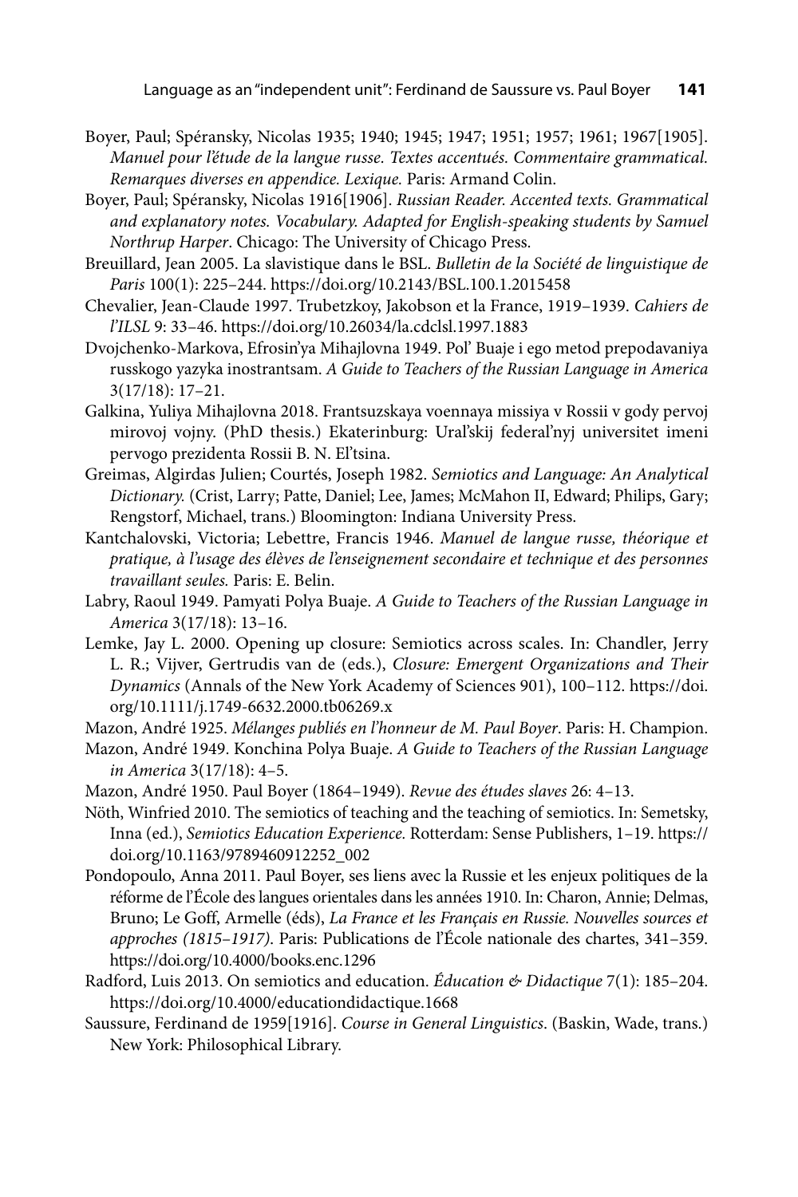Boyer, Paul; Spéransky, Nicolas 1935; 1940; 1945; 1947; 1951; 1957; 1961; 1967[1905]. *Manuel pour l'étude de la langue russe. Textes accentués. Commentaire grammatical. Remarques diverses en appendice. Lexique.* Paris: Armand Colin.

Boyer, Paul; Spéransky, Nicolas 1916[1906]. *Russian Reader. Accented texts. Grammatical and explanatory notes. Vocabulary. Adapted for English-speaking students by Samuel Northrup Harper*. Chicago: The University of Chicago Press.

Breuillard, Jean 2005. La slavistique dans le BSL. *Bulletin de la Société de linguistique de Paris* 100(1): 225–244. https://doi.org/10.2143/BSL.100.1.2015458

Chevalier, Jean-Claude 1997. Trubetzkoy, Jakobson et la France, 1919–1939. *Cahiers de l'ILSL* 9: 33–46. https://doi.org/10.26034/la.cdclsl.1997.1883

Dvojchenko-Markova, Efrosin'ya Mihajlovna 1949. Pol' Buaje i ego metod prepodavaniya russkogo yazyka inostrantsam. *A Guide to Teachers of the Russian Language in America* 3(17/18): 17–21.

Galkina, Yuliya Mihajlovna 2018. Frantsuzskaya voennaya missiya v Rossii v gody pervoj mirovoj vojny. (PhD thesis.) Ekaterinburg: Ural'skij federal'nyj universitet imeni pervogo prezidenta Rossii B. N. El'tsina.

Greimas, Algirdas Julien; Courtés, Joseph 1982. *Semiotics and Language: An Analytical Dictionary.* (Crist, Larry; Patte, Daniel; Lee, James; McMahon II, Edward; Philips, Gary; Rengstorf, Michael, trans.) Bloomington: Indiana University Press.

Kantchalovski, Victoria; Lebettre, Francis 1946. *Manuel de langue russe, théorique et pratique, à l'usage des élèves de l'enseignement secondaire et technique et des personnes travaillant seules.* Paris: E. Belin.

Labry, Raoul 1949. Pamyati Polya Buaje. *A Guide to Teachers of the Russian Language in America* 3(17/18): 13–16.

Lemke, Jay L. 2000. Opening up closure: Semiotics across scales. In: Chandler, Jerry L. R.; Vijver, Gertrudis van de (eds.), *Closure: Emergent Organizations and Their Dynamics* (Annals of the New York Academy of Sciences 901), 100–112. https://doi.org/10.1111/j.1749-6632.2000.tb06269.x

Mazon, André 1925. *Mélanges publiés en l'honneur de M. Paul Boyer*. Paris: H. Champion.

Mazon, André 1949. Konchina Polya Buaje. *A Guide to Teachers of the Russian Language in America* 3(17/18): 4–5.

Mazon, André 1950. Paul Boyer (1864–1949). *Revue des études slaves* 26: 4–13.

Nöth, Winfried 2010. The semiotics of teaching and the teaching of semiotics. In: Semetsky, Inna (ed.), *Semiotics Education Experience.* Rotterdam: Sense Publishers, 1–19. https://doi.org/10.1163/9789460912252_002

Pondopoulo, Anna 2011. Paul Boyer, ses liens avec la Russie et les enjeux politiques de la réforme de l'École des langues orientales dans les années 1910. In: Charon, Annie; Delmas, Bruno; Le Goff, Armelle (éds), *La France et les Français en Russie. Nouvelles sources et approches (1815–1917).* Paris: Publications de l'École nationale des chartes, 341–359. https://doi.org/10.4000/books.enc.1296

Radford, Luis 2013. On semiotics and education. *Éducation & Didactique* 7(1): 185–204. https://doi.org/10.4000/educationdidactique.1668

Saussure, Ferdinand de 1959[1916]. *Course in General Linguistics*. (Baskin, Wade, trans.) New York: Philosophical Library.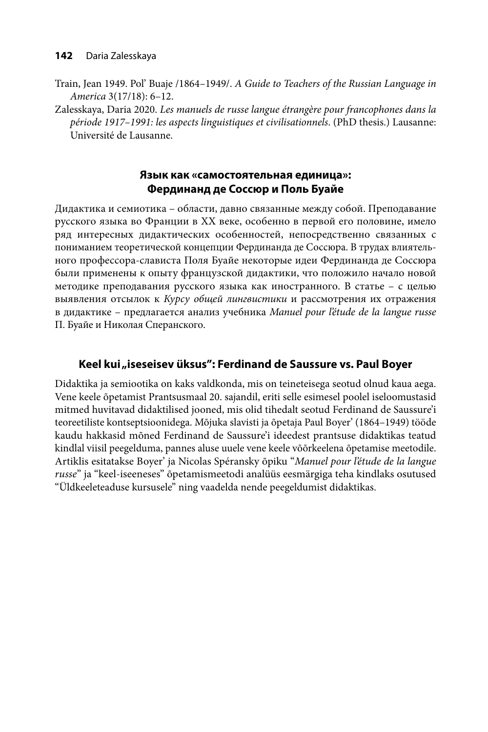Train, Jean 1949. Pol' Buaje /1864–1949/. *A Guide to Teachers of the Russian Language in America* 3(17/18): 6–12.

Zalesskaya, Daria 2020. *Les manuels de russe langue étrangère pour francophones dans la période 1917–1991: les aspects linguistiques et civilisationnels*. (PhD thesis.) Lausanne: Université de Lausanne.

## Язык как «самостоятельная единица»: Фердинанд де Соссюр и Поль Буайе

Дидактика и семиотика – области, давно связанные между собой. Преподавание русского языка во Франции в XX веке, особенно в первой его половине, имело ряд интересных дидактических особенностей, непосредственно связанных с пониманием теоретической концепции Фердинанда де Соссюра. В трудах влиятельного профессора-слависта Поля Буайе некоторые идеи Фердинанда де Соссюра были применены к опыту французской дидактики, что положило начало новой методике преподавания русского языка как иностранного. В статье – с целью выявления отсылок к *Курсу общей лингвистики* и рассмотрения их отражения в дидактике – предлагается анализ учебника *Manuel pour l'étude de la langue russe* П. Буайе и Николая Сперанского.

## Keel kui „iseseisev üksus": Ferdinand de Saussure vs. Paul Boyer

Didaktika ja semiootika on kaks valdkonda, mis on teineteisega seotud olnud kaua aega. Vene keele õpetamist Prantsusmaal 20. sajandil, eriti selle esimesel poolel iseloomustasid mitmed huvitavad didaktilised jooned, mis olid tihedalt seotud Ferdinand de Saussure'i teoreetiliste kontseptsioonidega. Mõjuka slavisti ja õpetaja Paul Boyer' (1864–1949) tööde kaudu hakkasid mõned Ferdinand de Saussure'i ideedest prantsuse didaktikas teatud kindlal viisil peegelduma, pannes aluse uuele vene keele võõrkeelena õpetamise meetodile. Artiklis esitatakse Boyer' ja Nicolas Spéransky õpiku "*Manuel pour l'étude de la langue russe*" ja "keel-iseeneses" õpetamismeetodi analüüs eesmärgiga teha kindlaks osutused "Üldkeeleteaduse kursusele" ning vaadelda nende peegeldumist didaktikas.